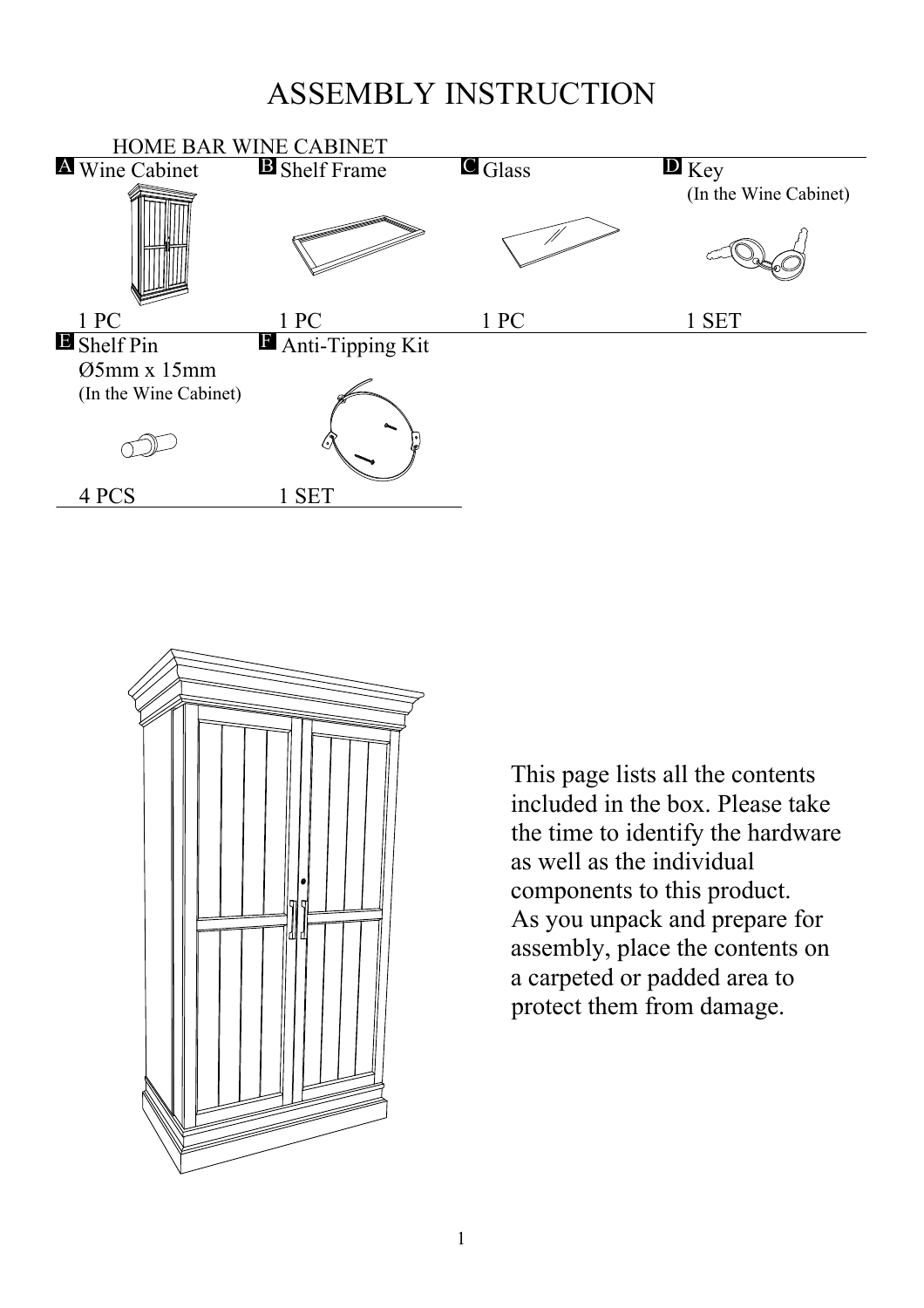# ASSEMBLY INSTRUCTION

HOME BAR WINE CABINET

| | | | |
|---|---|---|---|
| A Wine Cabinet | B Shelf Frame | C Glass | D Key (In the Wine Cabinet) |
| 1 PC | 1 PC | 1 PC | 1 SET |
| E Shelf Pin Ø5mm x 15mm (In the Wine Cabinet) | F Anti-Tipping Kit | | |
| 4 PCS | 1 SET | | |

This page lists all the contents included in the box. Please take the time to identify the hardware as well as the individual components to this product.
As you unpack and prepare for assembly, place the contents on a carpeted or padded area to protect them from damage.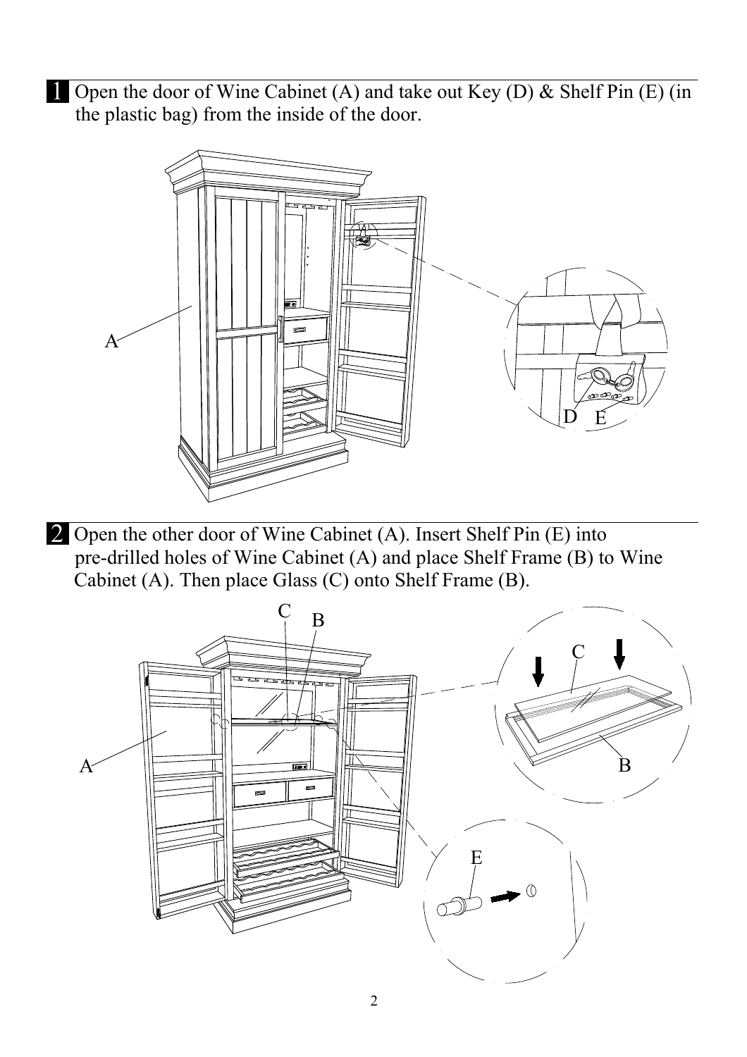1 Open the door of Wine Cabinet (A) and take out Key (D) & Shelf Pin (E) (in the plastic bag) from the inside of the door.

2 Open the other door of Wine Cabinet (A). Insert Shelf Pin (E) into pre-drilled holes of Wine Cabinet (A) and place Shelf Frame (B) to Wine Cabinet (A). Then place Glass (C) onto Shelf Frame (B).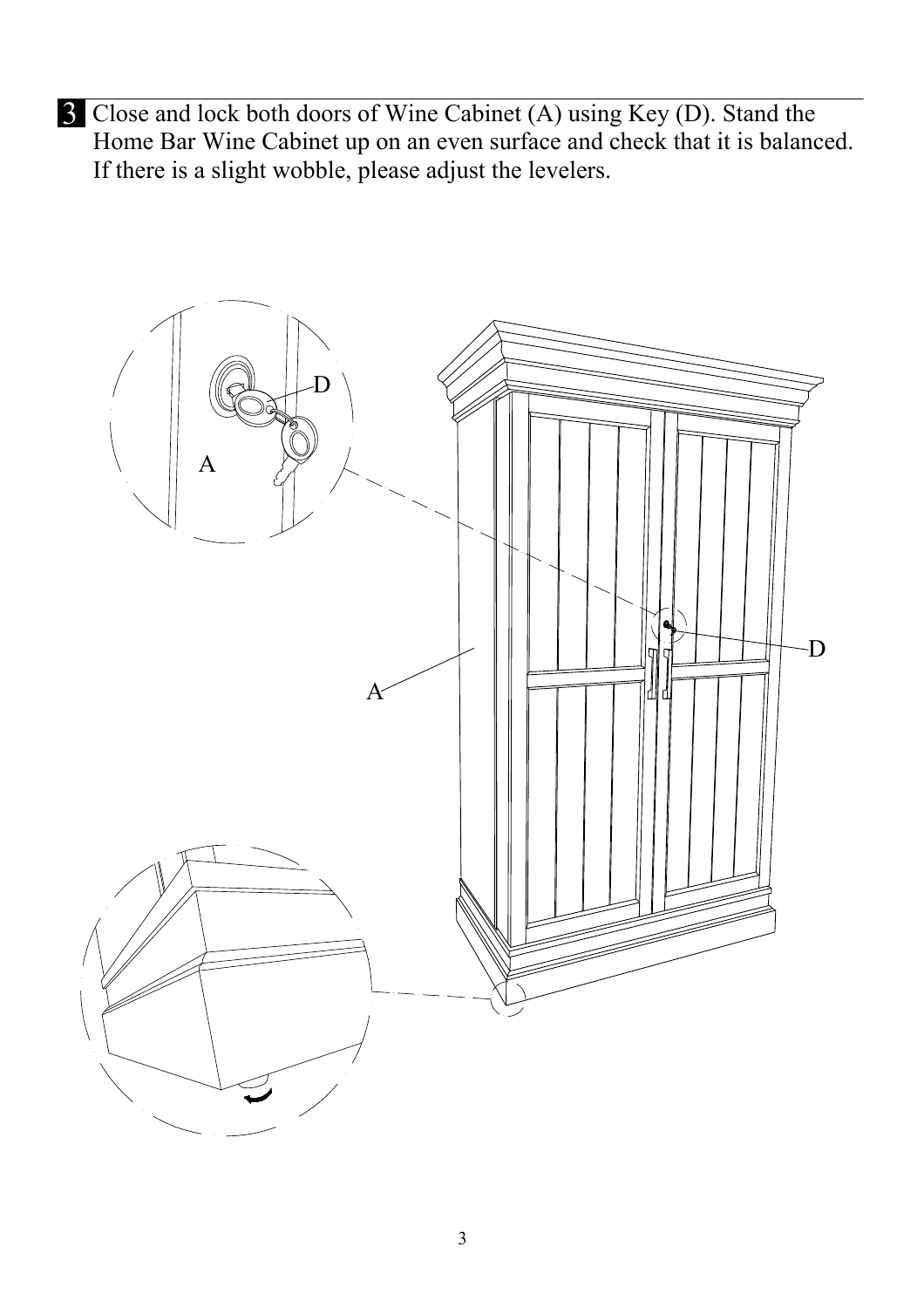**3** Close and lock both doors of Wine Cabinet (A) using Key (D). Stand the Home Bar Wine Cabinet up on an even surface and check that it is balanced. If there is a slight wobble, please adjust the levelers.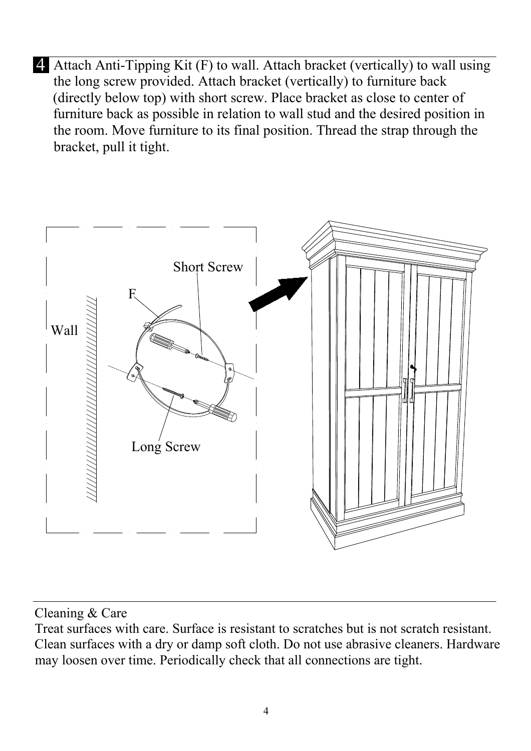**4** Attach Anti-Tipping Kit (F) to wall. Attach bracket (vertically) to wall using the long screw provided. Attach bracket (vertically) to furniture back (directly below top) with short screw. Place bracket as close to center of furniture back as possible in relation to wall stud and the desired position in the room. Move furniture to its final position. Thread the strap through the bracket, pull it tight.

Short Screw

F

Wall

Long Screw

Cleaning & Care

Treat surfaces with care. Surface is resistant to scratches but is not scratch resistant. Clean surfaces with a dry or damp soft cloth. Do not use abrasive cleaners. Hardware may loosen over time. Periodically check that all connections are tight.